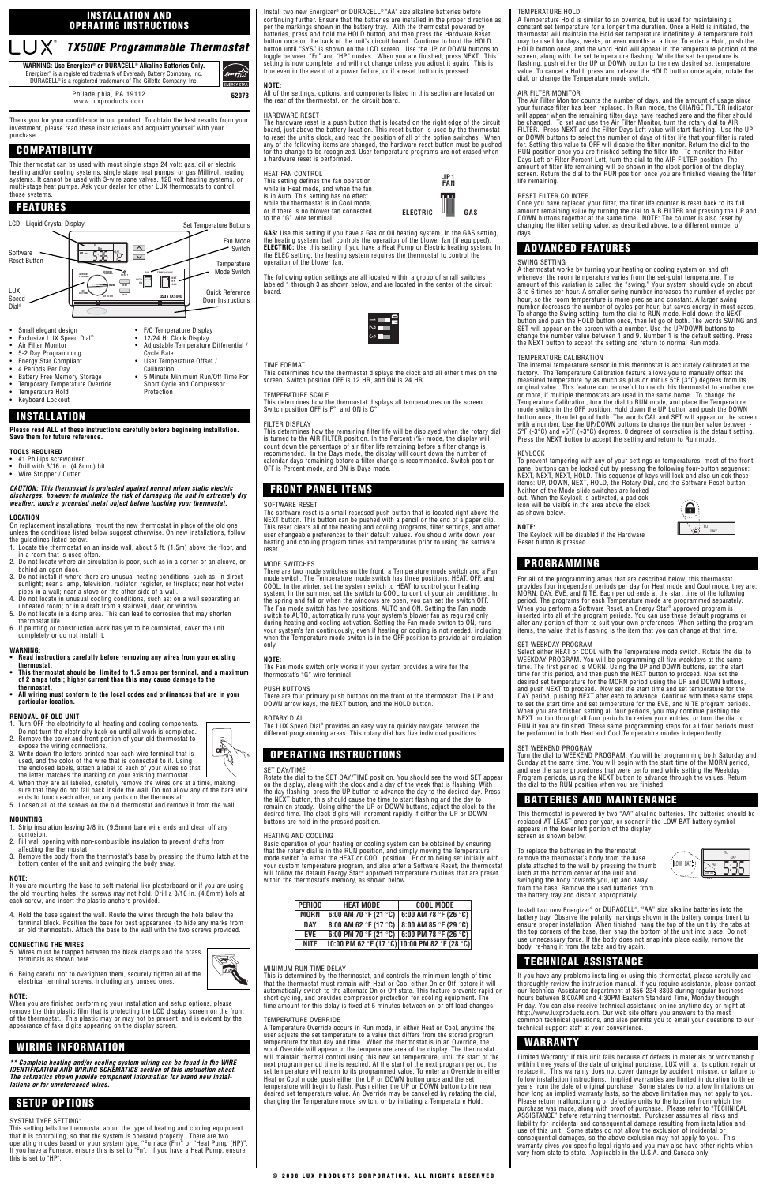# INSTALLATION AND OPERATING INSTRUCTIONS

LUX®

# TX500E Programmable Thermostat

**WARNING: Use Energizer® or DURACELL® Alkaline Batteries Only.**
Energizer® is a registered trademark of Eveready Battery Company, Inc.
DURACELL® is a registered trademark of The Gillette Company, Inc.

Philadelphia, PA 19112
www.luxproducts.com

52073

Thank you for your confidence in our product. To obtain the best results from your investment, please read these instructions and acquaint yourself with your purchase.

## COMPATIBILITY

This thermostat can be used with most single stage 24 volt: gas, oil or electric heating and/or cooling systems, single stage heat pumps, or gas Millivolt heating systems. It cannot be used with 3-wire zone valves, 120 volt heating systems, or multi-stage heat pumps. Ask your dealer for other LUX thermostats to control those systems.

## FEATURES

LCD - Liquid Crystal Display
Set Temperature Buttons
Fan Mode Switch
Software Reset Button
Temperature Mode Switch
LUX Speed Dial®
Quick Reference Door Instructions

- Small elegant design
- Exclusive LUX Speed Dial®
- Air Filter Monitor
- 5-2 Day Programming
- Energy Star Compliant
- 4 Periods Per Day
- Battery Free Memory Storage
- Temporary Temperature Override
- Temperature Hold
- Keyboard Lockout
- F/C Temperature Display
- 12/24 Hr Clock Display
- Adjustable Temperature Differential / Cycle Rate
- User Temperature Offset / Calibration
- 5 Minute Minimum Run/Off Time For Short Cycle and Compressor Protection

## INSTALLATION

**Please read ALL of these instructions carefully before beginning installation. Save them for future reference.**

**TOOLS REQUIRED**
- #1 Phillips screwdriver
- Drill with 3/16 in. (4.8mm) bit
- Wire Stripper / Cutter

***CAUTION: This thermostat is protected against normal minor static electric discharges, however to minimize the risk of damaging the unit in extremely dry weather, touch a grounded metal object before touching your thermostat.***

**LOCATION**
On replacement installations, mount the new thermostat in place of the old one unless the conditions listed below suggest otherwise. On new installations, follow the guidelines listed below.
1. Locate the thermostat on an inside wall, about 5 ft. (1.5m) above the floor, and in a room that is used often.
2. Do not locate where air circulation is poor, such as in a corner or an alcove, or behind an open door.
3. Do not install it where there are unusual heating conditions, such as: in direct sunlight; near a lamp, television, radiator, register, or fireplace; near hot water pipes in a wall; near a stove on the other side of a wall.
4. Do not locate in unusual cooling conditions, such as: on a wall separating an unheated room; or in a draft from a stairwell, door, or window.
5. Do not locate in a damp area. This can lead to corrosion that may shorten thermostat life.
6. If painting or construction work has yet to be completed, cover the unit completely or do not install it.

**WARNING:**
- **Read instructions carefully before removing any wires from your existing thermostat.**
- **This thermostat should be limited to 1.5 amps per terminal, and a maximum of 2 amps total; higher current than this may cause damage to the thermostat.**
- **All wiring must conform to the local codes and ordinances that are in your particular location.**

**REMOVAL OF OLD UNIT**
1. Turn OFF the electricity to all heating and cooling components. Do not turn the electricity back on until all work is completed.
2. Remove the cover and front portion of your old thermostat to expose the wiring connections.
3. Write down the letters printed near each wire terminal that is used, and the color of the wire that is connected to it. Using the enclosed labels, attach a label to each of your wires so that the letters match the marking on your existing thermostat.
4. When they are all labeled, carefully remove the wires one at a time, making sure that they do not fall back inside the wall. Do not allow any of the bare wire ends to touch each other, or any parts on the thermostat.
5. Loosen all of the screws on the old thermostat and remove it from the wall.

**MOUNTING**
1. Strip insulation leaving 3/8 in. (9.5mm) bare wire ends and clean off any corrosion.
2. Fill wall opening with non-combustible insulation to prevent drafts from affecting the thermostat.
3. Remove the body from the thermostat's base by pressing the thumb latch at the bottom center of the unit and swinging the body away.

**NOTE:**
If you are mounting the base to soft material like plasterboard or if you are using the old mounting holes, the screws may not hold. Drill a 3/16 in. (4.8mm) hole at each screw, and insert the plastic anchors provided.

4. Hold the base against the wall. Route the wires through the hole below the terminal block. Position the base for best appearance (to hide any marks from an old thermostat). Attach the base to the wall with the two screws provided.

**CONNECTING THE WIRES**
5. Wires must be trapped between the black clamps and the brass terminals as shown here.
6. Being careful not to overtighten them, securely tighten all of the electrical terminal screws, including any unused ones.

**NOTE:**
When you are finished performing your installation and setup options, please remove the thin plastic film that is protecting the LCD display screen on the front of the thermostat. This plastic may or may not be present, and is evident by the appearance of fake digits appearing on the display screen.

## WIRING INFORMATION

***\*\* Complete heating and/or cooling system wiring can be found in the WIRE IDENTIFICATION AND WIRING SCHEMATICS section of this instruction sheet. The schematics shown provide component information for brand new installations or for unreferenced wires.***

## SETUP OPTIONS

SYSTEM TYPE SETTING:
This setting tells the thermostat about the type of heating and cooling equipment that it is controlling, so that the system is operated properly. There are two operating modes based on your system type, "Furnace (Fn)" or "Heat Pump (HP)". If you have a Furnace, ensure this is set to "Fn". If you have a Heat Pump, ensure this is set to "HP".

Install two new Energizer® or DURACELL® "AA" size alkaline batteries before continuing further. Ensure that the batteries are installed in the proper direction as per the markings shown in the battery tray. With the thermostat powered by batteries, press and hold the HOLD button, and then press the Hardware Reset button once on the back of the unit's circuit board. Continue to hold the HOLD button until "SYS" is shown on the LCD screen. Use the UP or DOWN buttons to toggle between "Fn" and "HP" modes. When you are finished, press NEXT. This setting is now complete, and will not change unless you adjust it again. This is true even in the event of a power failure, or if a reset button is pressed.

**NOTE:**
All of the settings, options, and components listed in this section are located on the rear of the thermostat, on the circuit board.

HARDWARE RESET
The hardware reset is a push button that is located on the right edge of the circuit board, just above the battery location. This reset button is used by the thermostat to reset the unit's clock, and read the position of all of the option switches. When any of the following items are changed, the hardware reset button must be pushed for the change to be recognized. User temperature programs are not erased when a hardware reset is performed.

HEAT FAN CONTROL
This setting defines the fan operation while in Heat mode, and when the fan is in Auto. This setting has no effect while the thermostat is in Cool mode, or if there is no blower fan connected to the "G" wire terminal.

JP1 FAN — ELECTRIC / GAS

**GAS:** Use this setting if you have a Gas or Oil heating system. In the GAS setting, the heating system itself controls the operation of the blower fan (if equipped).
**ELECTRIC:** Use this setting if you have a Heat Pump or Electric heating system. In the ELEC setting, the heating system requires the thermostat to control the operation of the blower fan.

The following option settings are all located within a group of small switches labeled 1 through 3 as shown below, and are located in the center of the circuit board.

TIME FORMAT
This determines how the thermostat displays the clock and all other times on the screen. Switch position OFF is 12 HR, and ON is 24 HR.

TEMPERATURE SCALE
This determines how the thermostat displays all temperatures on the screen. Switch position OFF is F°, and ON is C°.

FILTER DISPLAY
This determines how the remaining filter life will be displayed when the rotary dial is turned to the AIR FILTER position. In the Percent (%) mode, the display will count down the percentage of air filter life remaining before a filter change is recommended. In the Days mode, the display will count down the number of calendar days remaining before a filter change is recommended. Switch position OFF is Percent mode, and ON is Days mode.

## FRONT PANEL ITEMS

SOFTWARE RESET
The software reset is a small recessed push button that is located right above the NEXT button. This button can be pushed with a pencil or the end of a paper clip. This reset clears all of the heating and cooling programs, filter settings, and other user changeable preferences to their default values. You should write down your heating and cooling program times and temperatures prior to using the software reset.

MODE SWITCHES
There are two mode switches on the front, a Temperature mode switch and a Fan mode switch. The Temperature mode switch has three positions: HEAT, OFF, and COOL. In the winter, set the system switch to HEAT to control your heating system. In the summer, set the switch to COOL to control your air conditioner. In the spring and fall or when the windows are open, you can set the switch OFF. The Fan mode switch has two positions, AUTO and ON. Setting the Fan mode switch to AUTO, automatically runs your system's blower fan as needed only during heating and cooling activation. Setting the switch to ON, runs your system's fan continuously, even if heating or cooling is not needed, including when the Temperature mode switch is in the OFF position to provide air circulation only.

**NOTE:**
The Fan mode switch only works if your system provides a wire for the thermostat's "G" wire terminal.

PUSH BUTTONS
There are four primary push buttons on the front of the thermostat: The UP and DOWN arrow keys, the NEXT button, and the HOLD button.

ROTARY DIAL
The LUX Speed Dial® provides an easy way to quickly navigate between the different programming areas. This rotary dial has five individual positions.

## OPERATING INSTRUCTIONS

SET DAY/TIME
Rotate the dial to the SET DAY/TIME position. You should see the word SET appear on the display, along with the clock and a day of the week that is flashing. With the day flashing, press the UP button to advance the day to the desired day. Press the NEXT button, this should cause the time to start flashing and the day to remain on steady. Using either the UP or DOWN buttons, adjust the clock to the desired time. The clock digits will increment rapidly if either the UP or DOWN buttons are held in the pressed position.

HEATING AND COOLING
Basic operation of your heating or cooling system can be obtained by ensuring that the rotary dial is in the RUN position, and simply moving the Temperature mode switch to either the HEAT or COOL position. Prior to being set initially with your custom temperature program, and also after a Software Reset, the thermostat will follow the default Energy Star® approved temperature routines that are preset within the thermostat's memory, as shown below.

| PERIOD | HEAT MODE | COOL MODE |
|---|---|---|
| MORN | 6:00 AM 70 °F (21 °C) | 6:00 AM 78 °F (26 °C) |
| DAY | 8:00 AM 62 °F (17 °C) | 8:00 AM 85 °F (29 °C) |
| EVE | 6:00 PM 70 °F (21 °C) | 6:00 PM 78 °F (26 °C) |
| NITE | 10:00 PM 62 °F (17 °C) | 10:00 PM 82 °F (28 °C) |

MINIMUM RUN TIME DELAY
This is determined by the thermostat, and controls the minimum length of time that the thermostat must remain with Heat or Cool either On or Off, before it will automatically switch to the alternate On or Off state. This feature prevents rapid or short cycling, and provides compressor protection for cooling equipment. The time amount for this delay is fixed at 5 minutes between on or off load changes.

TEMPERATURE OVERRIDE
A Temperature Override occurs in Run mode, in either Heat or Cool, anytime the user adjusts the set temperature to a value that differs from the stored program temperature for that time and day. When the thermostat is in an Override, the word Override will appear in the temperature area of the display. The thermostat will maintain thermal control using this new set temperature, until the start of the next program period time is reached. At the start of the next program period, the set temperature will return to its original program temperature. To enter an Override in either Heat or Cool mode, push either the UP or DOWN button once and the set temperature will begin to flash. Push either the UP or DOWN button to the new desired temperature value. An Override may be cancelled by rotating the dial, changing the Temperature mode switch, or by initiating a Temperature Hold.

TEMPERATURE HOLD
A Temperature Hold is similar to an override, but is used for maintaining a constant set temperature for a longer time duration. Once a Hold is initiated, the thermostat will maintain the Hold set temperature indefinitely. A temperature hold may be used for days, weeks, or even months at a time. To enter a Hold, push the HOLD button once, and the word Hold will appear in the temperature portion of the screen, along with the set temperature flashing. While the set temperature is flashing, push either the UP or DOWN button to the new desired set temperature value. To cancel a Hold, press and release the HOLD button once again, rotate the dial, or change the Temperature mode switch.

AIR FILTER MONITOR
The Air Filter Monitor counts the number of days, and the amount of usage since your furnace filter has been replaced. In Run mode, the CHANGE FILTER indicator will appear when the remaining filter days have reached zero and the filter should be changed. To set and use the Air Filter Monitor, turn the rotary dial to AIR FILTER. Press NEXT and the Filter Days Left value will start flashing. Use the UP or DOWN buttons to select the number of days of filter life that your filter is rated for. Setting this value to OFF will disable the filter monitor. Return the dial to the RUN position once you are finished setting the filter life. To monitor the Filter Days Left or Filter Percent Left, turn the dial to the AIR FILTER position. The amount of filter life remaining will be shown in the clock portion of the display screen. Return the dial to the RUN position once you are finished viewing the filter life remaining.

RESET FILTER COUNTER
Once you have replaced your filter, the filter life counter is reset back to its full amount remaining value by turning the dial to AIR FILTER and pressing the UP and DOWN buttons together at the same time. NOTE: The counter is also reset by changing the filter setting value, as described above, to a different number of days.

## ADVANCED FEATURES

SWING SETTING
A thermostat works by turning your heating or cooling system on and off whenever the room temperature varies from the set-point temperature. The amount of this variation is called the "swing." Your system should cycle on about 3 to 6 times per hour. A smaller swing number increases the number of cycles per hour, so the room temperature is more precise and constant. A larger swing number decreases the number of cycles per hour, but saves energy in most cases. To change the Swing setting, turn the dial to RUN mode. Hold down the NEXT button and push the HOLD button once, then let go of both. The words SWING and SET will appear on the screen with a number. Use the UP/DOWN buttons to change the number value between 1 and 9. Number 1 is the default setting. Press the NEXT button to accept the setting and return to normal Run mode.

TEMPERATURE CALIBRATION
The internal temperature sensor in this thermostat is accurately calibrated at the factory. The Temperature Calibration feature allows you to manually offset the measured temperature by as much as plus or minus 5°F (3°C) degrees from its original value. This feature can be useful to match this thermostat to another one or more, if multiple thermostats are used in the same home. To change the Temperature Calibration, turn the dial to RUN mode, and place the Temperature mode switch in the OFF position. Hold down the UP button and push the DOWN button once, then let go of both. The words CAL and SET will appear on the screen with a number. Use the UP/DOWN buttons to change the number value between -5°F (-3°C) and +5°F (+3°C) degrees. 0 degrees of correction is the default setting. Press the NEXT button to accept the setting and return to Run mode.

KEYLOCK
To prevent tampering with any of your settings or temperatures, most of the front panel buttons can be locked out by pressing the following four-button sequence: NEXT, NEXT, NEXT, HOLD. This sequence of keys will lock and also unlock these items: UP, DOWN, NEXT, HOLD, the Rotary Dial, and the Software Reset button. Neither of the Mode slide switches are locked out. When the Keylock is activated, a padlock icon will be visible in the area above the clock as shown below.

**NOTE:**
The Keylock will be disabled if the Hardware Reset button is pressed.

## PROGRAMMING

For all of the programming areas that are described below, this thermostat provides four independent periods per day for Heat mode and Cool mode, they are: MORN, DAY, EVE, and NITE. Each period ends at the start time of the following period. The programs for each Temperature mode are programmed separately. When you perform a Software Reset, an Energy Star® approved program is inserted into all of the program periods. You can use these default programs or alter any portion of them to suit your own preferences. When setting the program items, the value that is flashing is the item that you can change at that time.

SET WEEKDAY PROGRAM
Select either HEAT or COOL with the Temperature mode switch. Rotate the dial to WEEKDAY PROGRAM. You will be programming all five weekdays at the same time. The first period is MORN. Using the UP and DOWN buttons, set the start time for this period, and then push the NEXT button to proceed. Now set the desired set temperature for the MORN period using the UP and DOWN buttons, and push NEXT to proceed. Now set the start time and set temperature for the DAY period, pushing NEXT after each to advance. Continue with these same steps to set the start time and set temperature for the EVE, and NITE program periods. When you are finished setting all four periods, you may continue pushing the NEXT button through all four periods to review your entries, or turn the dial to RUN if you are finished. These same programming steps for all four periods must be performed in both Heat and Cool Temperature modes independently.

SET WEEKEND PROGRAM
Turn the dial to WEEKEND PROGRAM. You will be programming both Saturday and Sunday at the same time. You will begin with the start time of the MORN period, and use the same procedures that were performed while setting the Weekday Program periods, using the NEXT button to advance through the values. Return the dial to the RUN position when you are finished.

## BATTERIES AND MAINTENANCE

This thermostat is powered by two "AA" alkaline batteries. The batteries should be replaced AT LEAST once per year, or sooner if the LOW BAT battery symbol appears in the lower left portion of the display screen as shown below.

To replace the batteries in the thermostat, remove the thermostat's body from the base plate attached to the wall by pressing the thumb latch at the bottom center of the unit and swinging the body towards you, up and away from the base. Remove the used batteries from the battery tray and discard appropriately.

Install two new Energizer® or DURACELL®, "AA" size alkaline batteries into the battery tray. Observe the polarity markings shown in the battery compartment to ensure proper installation. When finished, hang the top of the unit by the tabs at the top corners of the base, then snap the bottom of the unit into place. Do not use unnecessary force. If the body does not snap into place easily, remove the body, re-hang it from the tabs and try again.

## TECHNICAL ASSISTANCE

If you have any problems installing or using this thermostat, please carefully and thoroughly review the instruction manual. If you require assistance, please contact our Technical Assistance department at 856-234-8803 during regular business hours between 8:00AM and 4:30PM Eastern Standard Time, Monday through Friday. You can also receive technical assistance online anytime day or night at http://www.luxproducts.com. Our web site offers you answers to the most common technical questions, and also permits you to email your questions to our technical support staff at your convenience.

## WARRANTY

Limited Warranty: If this unit fails because of defects in materials or workmanship within three years of the date of original purchase, LUX will, at its option, repair or replace it. This warranty does not cover damage by accident, misuse, or failure to follow installation instructions. Implied warranties are limited in duration to three years from the date of original purchase. Some states do not allow limitations on how long an implied warranty lasts, so the above limitation may not apply to you. Please return malfunctioning or defective units to the location from which the purchase was made, along with proof of purchase. Please refer to "TECHNICAL ASSISTANCE" before returning thermostat. Purchaser assumes all risks and liability for incidental and consequential damage resulting from installation and use of this unit. Some states do not allow the exclusion of incidental or consequential damages, so the above exclusion may not apply to you. This warranty gives you specific legal rights and you may also have other rights which vary from state to state. Applicable in the U.S.A. and Canada only.

© 2008 LUX PRODUCTS CORPORATION. ALL RIGHTS RESERVED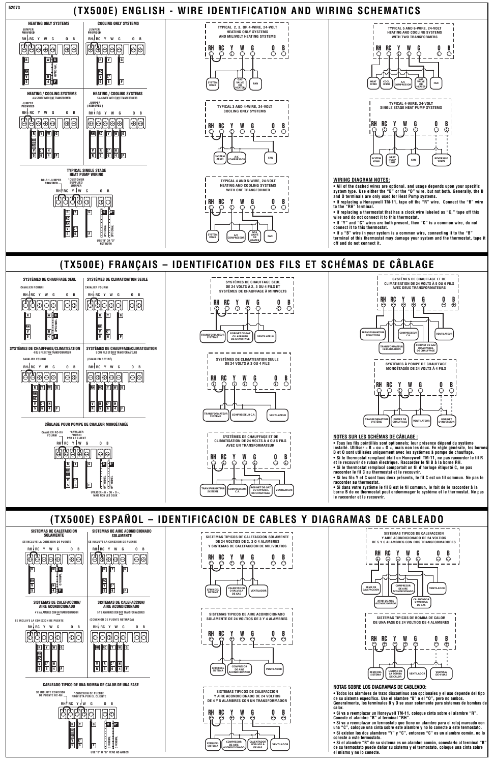52073

# (TX500E) ENGLISH - WIRE IDENTIFICATION AND WIRING SCHEMATICS

HEATING ONLY SYSTEMS

JUMPER PROVIDED

RH RC Y W G O B

COOLING ONLY SYSTEMS

JUMPER PROVIDED

RH RC Y W G O B

HEATING / COOLING SYSTEMS

4 & 5 WIRE WITH ONE TRANSFORMER

JUMPER PROVIDED

RH RC Y W G O B

HEATING / COOLING SYSTEMS

5 & 6 WIRE WITH TWO TRANSFORMERS

JUMPER (REMOVED)

RH RC Y W G O B

TYPICAL SINGLE STAGE HEAT PUMP WIRING

RC-RH JUMPER PROVIDED

*CUSTOMER SUPPLIED JUMPER

RH RC Y W G O B

USE "B" OR "O" NOT BOTH

TYPICAL 2, 3, OR 4-WIRE, 24-VOLT HEATING ONLY SYSTEMS AND MILVOLT HEATING SYSTEMS

SYSTEM XFMR — GAS VALVE OR HEATER — FAN

TYPICAL 3 AND 4-WIRE, 24-VOLT COOLING ONLY SYSTEMS

SYSTEM XFMR — A/C COMPRESSOR — FAN

TYPICAL 4 AND 5-WIRE, 24-VOLT HEATING AND COOLING SYSTEMS WITH ONE TRANSFORMER

SYSTEM XFMR — A/C COMPRESSOR — GAS VALVE OR HEATER — FAN

TYPICAL 5 AND 6-WIRE, 24-VOLT HEATING AND COOLING SYSTEMS WITH TWO TRANSFORMERS

HEAT XFMR — COOL XFMR — A/C COMPRESSOR — GAS VALVE OR HEATER — FAN

TYPICAL 4-WIRE, 24-VOLT SINGLE STAGE HEAT PUMP SYSTEMS

SYSTEM XFMR — HEAT PUMP UNIT — FAN — REVERSING VALVE

## WIRING DIAGRAM NOTES:

- All of the dashed wires are optional, and usage depends upon your specific system type. Use either the "B" or the "O" wire, but not both. Generally, the B and O terminals are only used for Heat Pump systems.
- If replacing a Honeywell TM-11, tape off the "R" wire. Connect the "B" wire to the "RH" terminal.
- If replacing a thermostat that has a clock wire labeled as "C," tape off this wire and do not connect it to this thermostat.
- If "Y" and "C" wires are both present, then "C" is a common wire, do not connect it to this thermostat.
- If a "B" wire in your system is a common wire, connecting it to the "B" terminal of this thermostat may damage your system and the thermostat, tape it off and do not connect it.

# (TX500E) FRANÇAIS – IDENTIFICATION DES FILS ET SCHÉMAS DE CÂBLAGE

SYSTÈMES DE CHAUFFAGE SEUL

CAVALIER FOURNI

SYSTÈMES DE CLIMATISATION SEULE

CAVALIER FOURNI

SYSTÈMES DE CHAUFFAGE/CLIMATISATION

4 OU 5 FILS ET UN TRANSFORMATEUR

CAVALIER FOURNI

SYSTÈMES DE CHAUFFAGE/CLIMATISATION

5 OU 6 FILS ET DEUX TRANSFORMATEURS

(CAVALIER RETIRÉ)

CÂBLAGE POUR POMPE DE CHALEUR MONOÉTAGÉE

CAVALIER RC-RH FOURNI

*CAVALIER FOURNI PAR LE CLIENT

UTILISER « B » OU « O », MAIS NON LES DEUX

SYSTÈMES DE CHAUFFAGE SEUL DE 24 VOLTS À 2, 3 OU 4 FILS ET SYSTÈMES DE CHAUFFAGE À MINIVOLTS

TRANSFORMATEUR SYSTÈME — ROBINET DE GAZ OU APPAREIL DE CHAUFFAGE — VENTILATEUR

SYSTÈMES DE CLIMATISATION SEULE DE 24 VOLTS À 3 OU 4 FILS

TRANSFORMATEUR SYSTÈME — COMPRESSEUR C.A. — VENTILATEUR

SYSTÈMES DE CHAUFFAGE ET DE CLIMATISATION DE 24 VOLTS À 4 OU 5 FILS AVEC UN TRANSFORMATEUR

TRANSFORMATEUR SYSTÈME — COMPRESSEUR C.A. — ROBINET DE GAZ OU APPAREIL DE CHAUFFAGE — VENTILATEUR

SYSTÈMES DE CHAUFFAGE ET DE CLIMATISATION DE 24 VOLTS À 5 OU 6 FILS AVEC DEUX TRANSFORMATEURS

TRANSFORMATEUR CHAUFFAGE — TRANSFORMATEUR CLIMATISATION — COMPRESSEUR C.A. — ROBINET DE GAZ OU APPAREIL DE CHAUFFAGE — VENTILATEUR

SYSTÈMES À POMPE DE CHAUFFAGE MONOÉTAGÉE DE 24 VOLTS À 4 FILS

TRANSFORMATEUR SYSTÈME — POMPE DE CHAUFFAGE — VENTILATEUR — ROBINET D'INVERSION

## NOTES SUR LES SCHÉMAS DE CÂBLAGE :

- Tous les fils pointillés sont optionnels; leur présence dépend du système installé. Utiliser « B » ou « O », mais non les deux. En règle générale, les bornes B et O sont utilisées uniquement avec les systèmes à pompe de chauffage.
- Si le thermostat remplacé était un Honeywell TM-11, ne pas raccorder le fil R et le recouvrir de ruban électrique. Raccorder le fil B à la borne RH.
- Si le thermostat remplacé comportait un fil d'horloge étiqueté C, ne pas raccorder le fil C au thermostat et le recouvrir.
- Si les fils Y et C sont tous deux présents, le fil C est un fil commun. Ne pas le raccorder au thermostat.
- Si dans votre système le fil B est le fil commun, le fait de le raccorder à la borne B de ce thermostat peut endommager le système et le thermostat. Ne pas le raccorder et le recouvrir.

# (TX500E) ESPAÑOL – IDENTIFICACION DE CABLES Y DIAGRAMAS DE CABLEADO

SISTEMAS DE CALEFACCION SOLAMENTE

SE INCLUYE LA CONEXION DE PUENTE

SISTEMAS DE AIRE ACONDICIONADO SOLAMENTE

SE INCLUYE LA CONEXION DE PUENTE

SISTEMAS DE CALEFACCION/ AIRE ACONDICIONADO

4 Y 5 ALAMBRES CON UN TRANSFORMADOR

SE INCLUYE LA CONEXION DE PUENTE

SISTEMAS DE CALEFACCION/ AIRE ACONDICIONADO

5 Y 6 ALAMBRES CON DOS TRANSFORMADORES

(CONEXION DE PUENTE RETIRADA)

CABLEADO TIPICO DE UNA BOMBA DE CALOR DE UNA FASE

SE INCLUYE CONEXION DE PUENTE RC-RH

*CONEXION DE PUENTE PROVISTA POR EL CLIENTE

USE "B" U "O" PERO NO AMBOS

SISTEMAS TIPICOS DE CALEFACCION SOLAMENTE DE 24 VOLTIOS DE 2, 3 O 4 ALAMBRES Y SISTEMAS DE CALEFACCION DE MILIVOLTIOS

XFMR DEL SISTEMA — CALENTADOR O VALVULA DE GAS — VENTILADOR

SISTEMAS TIPICOS DE AIRE ACONDICIONADO SOLAMENTE DE 24 VOLTIOS DE 3 Y 4 ALAMBRES

XFMR DEL SISTEMA — COMPRESOR DE AIRE ACONDICIONADO — VENTILADOR

SISTEMAS TIPICOS DE CALEFACCION Y AIRE ACONDICIONADO DE 24 VOLTIOS DE 4 Y 5 ALAMBRES CON UN TRANSFORMADOR

XFMR DEL SISTEMA — COMPRESOR DE AIRE ACONDICIONADO — CALENTADOR O VALVULA DE GAS — VENTILADOR

SISTEMAS TIPICOS DE CALEFACCION Y AIRE ACONDICIONADO DE 24 VOLTIOS DE 5 Y 6 ALAMBRES CON DOS TRANSFORMADORES

XFMR DE CALEFACCION — XFMR DE AIRE ACONDICIONADO — COMPRESOR DE AIRE ACONDICIONADO — CALENTADOR O VALVULA DE GAS — VENTILADOR

SISTEMAS TIPICOS DE BOMBA DE CALOR DE UNA FASE DE 24 VOLTIOS DE 4 ALAMBRES

XFMR DEL SISTEMA — UNIDAD DE LA BOMBA DE CALOR — VENTILADOR — VALVULA DE 4 VIAS

## NOTAS SOBRE LOS DIAGRAMAS DE CABLEADO:

- Todos los alambres de trazo discontinuo son opcionales y el uso depende del tipo de su sistema específico. Use el alambre "B" o el "O", pero no ambos. Generalmente, los terminales B y O se usan solamente para sistemas de bombas de calor.
- Si va a reemplazar un Honeywell TM-11, coloque cinta sobre el alambre "R". Conecte el alambre "B" al terminal "RH".
- Si va a reemplazar un termostato que tiene un alambre para el reloj marcado con una "C", coloque una cinta sobre este alambre y no lo conecte a este termostato.
- Si existen los dos alambres "Y" y "C", entonces "C" es un alambre común, no lo conecte a este termostato.
- Si el alambre "B" de su sistema es un alambre común, conectarlo al terminal "B" de su termostato puede dañar su sistema y el termostato, coloque una cinta sobre el mismo y no lo conecte.